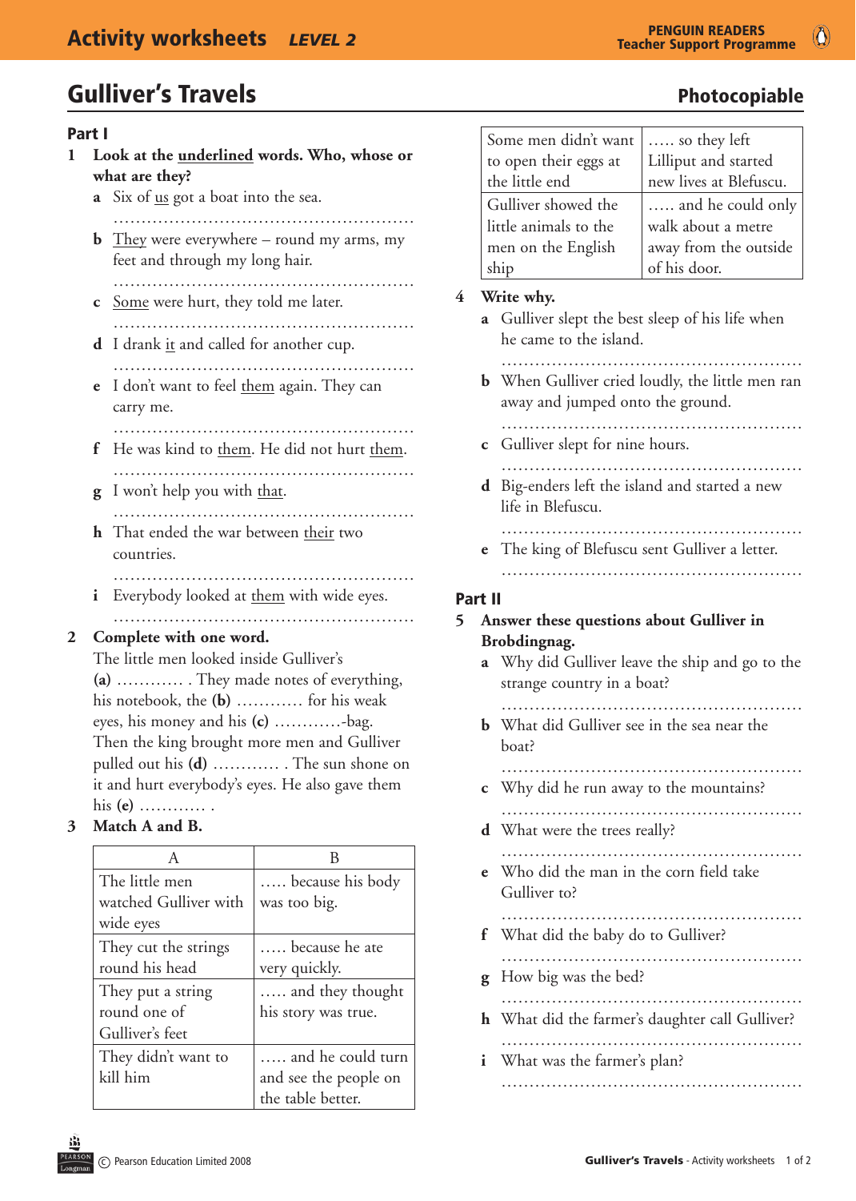# Gulliver's Travels

**Photocopiable**

## Part I

**1 Look at the <u>underlined</u> words. Who, whose or what are they?**

**a** Six of <u>us</u> got a boat into the sea.

.....................................................

**b** <u>They</u> were everywhere – round my arms, my feet and through my long hair.

.....................................................

**c** <u>Some</u> were hurt, they told me later.

.....................................................

**d** I drank <u>it</u> and called for another cup.

.....................................................

**e** I don't want to feel <u>them</u> again. They can carry me.

.....................................................

**f** He was kind to <u>them</u>. He did not hurt <u>them</u>.

.....................................................

**g** I won't help you with <u>that</u>.

.....................................................

**h** That ended the war between <u>their</u> two countries.

.....................................................

**i** Everybody looked at <u>them</u> with wide eyes.

.....................................................

**2 Complete with one word.**

The little men looked inside Gulliver's **(a)** ............ . They made notes of everything, his notebook, the **(b)** ............ for his weak eyes, his money and his **(c)** ............-bag. Then the king brought more men and Gulliver pulled out his **(d)** ............ . The sun shone on it and hurt everybody's eyes. He also gave them his **(e)** ............ .

**3 Match A and B.**

| A | B |
|---|---|
| The little men watched Gulliver with wide eyes | ..... because his body was too big. |
| They cut the strings round his head | ..... because he ate very quickly. |
| They put a string round one of Gulliver's feet | ..... and they thought his story was true. |
| They didn't want to kill him | ..... and he could turn and see the people on the table better. |
| Some men didn't want to open their eggs at the little end | ..... so they left Lilliput and started new lives at Blefuscu. |
| Gulliver showed the little animals to the men on the English ship | ..... and he could only walk about a metre away from the outside of his door. |

**4 Write why.**

**a** Gulliver slept the best sleep of his life when he came to the island.

.....................................................

**b** When Gulliver cried loudly, the little men ran away and jumped onto the ground.

.....................................................

**c** Gulliver slept for nine hours.

.....................................................

**d** Big-enders left the island and started a new life in Blefuscu.

.....................................................

**e** The king of Blefuscu sent Gulliver a letter.

.....................................................

## Part II

**5 Answer these questions about Gulliver in Brobdingnag.**

**a** Why did Gulliver leave the ship and go to the strange country in a boat?

.....................................................

**b** What did Gulliver see in the sea near the boat?

.....................................................

**c** Why did he run away to the mountains?

.....................................................

**d** What were the trees really?

.....................................................

**e** Who did the man in the corn field take Gulliver to?

.....................................................

**f** What did the baby do to Gulliver?

.....................................................

**g** How big was the bed?

.....................................................

**h** What did the farmer's daughter call Gulliver?

.....................................................

**i** What was the farmer's plan?

.....................................................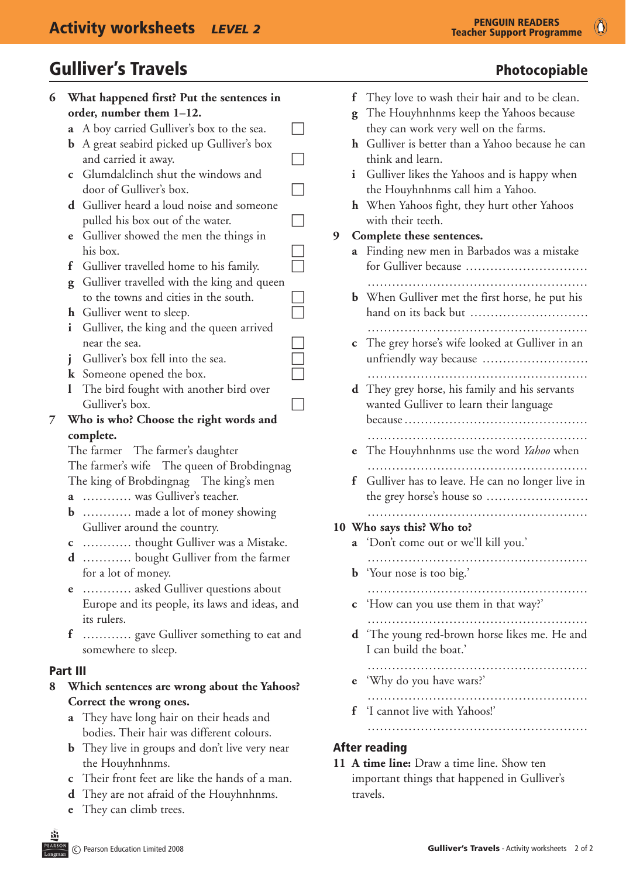## Gulliver's Travels

**Photocopiable**

**6 What happened first? Put the sentences in order, number them 1–12.**

- **a** A boy carried Gulliver's box to the sea. ☐
- **b** A great seabird picked up Gulliver's box and carried it away. ☐
- **c** Glumdalclinch shut the windows and door of Gulliver's box. ☐
- **d** Gulliver heard a loud noise and someone pulled his box out of the water. ☐
- **e** Gulliver showed the men the things in his box. ☐
- **f** Gulliver travelled home to his family. ☐
- **g** Gulliver travelled with the king and queen to the towns and cities in the south. ☐
- **h** Gulliver went to sleep. ☐
- **i** Gulliver, the king and the queen arrived near the sea. ☐
- **j** Gulliver's box fell into the sea. ☐
- **k** Someone opened the box. ☐
- **l** The bird fought with another bird over Gulliver's box. ☐

**7 Who is who? Choose the right words and complete.**

The farmer The farmer's daughter
The farmer's wife The queen of Brobdingnag
The king of Brobdingnag The king's men

- **a** ………… was Gulliver's teacher.
- **b** ………… made a lot of money showing Gulliver around the country.
- **c** ………… thought Gulliver was a Mistake.
- **d** ………… bought Gulliver from the farmer for a lot of money.
- **e** ………… asked Gulliver questions about Europe and its people, its laws and ideas, and its rulers.
- **f** ………… gave Gulliver something to eat and somewhere to sleep.

### Part III

**8 Which sentences are wrong about the Yahoos? Correct the wrong ones.**

- **a** They have long hair on their heads and bodies. Their hair was different colours.
- **b** They live in groups and don't live very near the Houyhnhnms.
- **c** Their front feet are like the hands of a man.
- **d** They are not afraid of the Houyhnhnms.
- **e** They can climb trees.
- **f** They love to wash their hair and to be clean.
- **g** The Houyhnhnms keep the Yahoos because they can work very well on the farms.
- **h** Gulliver is better than a Yahoo because he can think and learn.
- **i** Gulliver likes the Yahoos and is happy when the Houyhnhnms call him a Yahoo.
- **h** When Yahoos fight, they hurt other Yahoos with their teeth.

**9 Complete these sentences.**

- **a** Finding new men in Barbados was a mistake for Gulliver because ……………………………
……………………………………………………
- **b** When Gulliver met the first horse, he put his hand on its back but ……………………………
……………………………………………………
- **c** The grey horse's wife looked at Gulliver in an unfriendly way because ……………………………
……………………………………………………
- **d** They grey horse, his family and his servants wanted Gulliver to learn their language because ……………………………………………
……………………………………………………
- **e** The Houyhnhnms use the word *Yahoo* when
……………………………………………………
- **f** Gulliver has to leave. He can no longer live in the grey horse's house so ……………………………
……………………………………………………

**10 Who says this? Who to?**

- **a** 'Don't come out or we'll kill you.'
……………………………………………………
- **b** 'Your nose is too big.'
……………………………………………………
- **c** 'How can you use them in that way?'
……………………………………………………
- **d** 'The young red-brown horse likes me. He and I can build the boat.'
……………………………………………………
- **e** 'Why do you have wars?'
……………………………………………………
- **f** 'I cannot live with Yahoos!'
……………………………………………………

### After reading

**11 A time line:** Draw a time line. Show ten important things that happened in Gulliver's travels.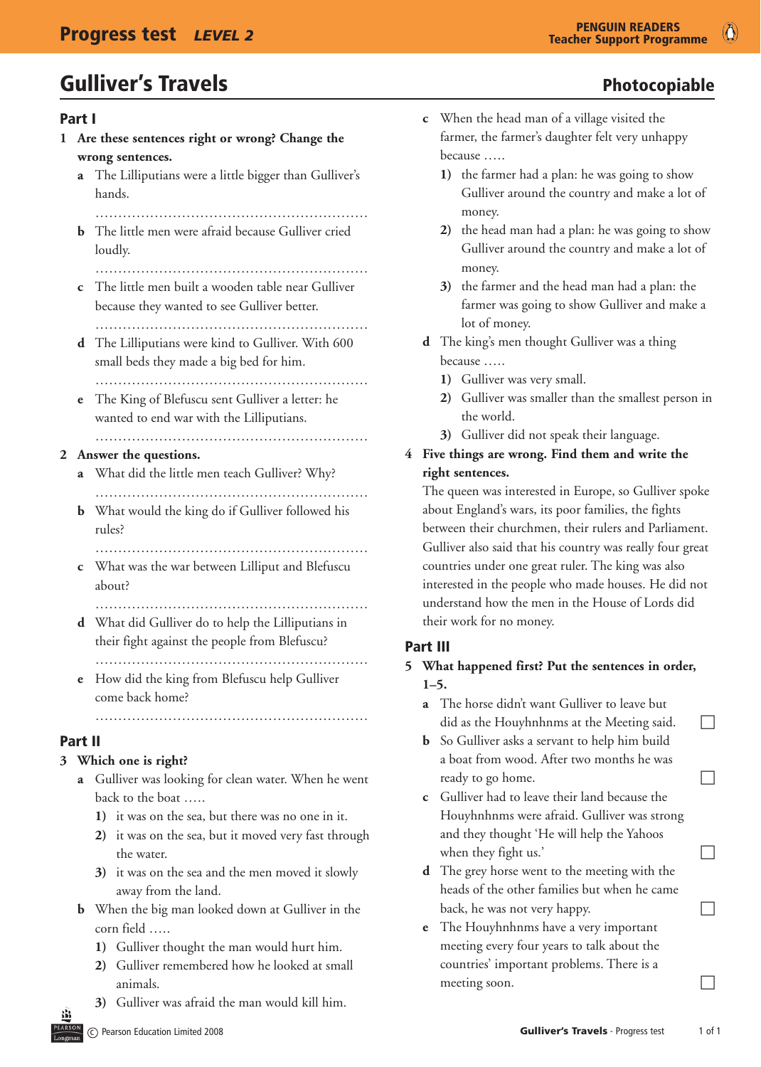# Gulliver's Travels

**Photocopiable**

## Part I

**1 Are these sentences right or wrong? Change the wrong sentences.**

a The Lilliputians were a little bigger than Gulliver's hands.

..........................................................

b The little men were afraid because Gulliver cried loudly.

..........................................................

c The little men built a wooden table near Gulliver because they wanted to see Gulliver better.

..........................................................

d The Lilliputians were kind to Gulliver. With 600 small beds they made a big bed for him.

..........................................................

e The King of Blefuscu sent Gulliver a letter: he wanted to end war with the Lilliputians.

..........................................................

**2 Answer the questions.**

a What did the little men teach Gulliver? Why?

..........................................................

b What would the king do if Gulliver followed his rules?

..........................................................

c What was the war between Lilliput and Blefuscu about?

..........................................................

d What did Gulliver do to help the Lilliputians in their fight against the people from Blefuscu?

..........................................................

e How did the king from Blefuscu help Gulliver come back home?

..........................................................

## Part II

**3 Which one is right?**

a Gulliver was looking for clean water. When he went back to the boat .....

1) it was on the sea, but there was no one in it.

2) it was on the sea, but it moved very fast through the water.

3) it was on the sea and the men moved it slowly away from the land.

b When the big man looked down at Gulliver in the corn field .....

1) Gulliver thought the man would hurt him.

2) Gulliver remembered how he looked at small animals.

3) Gulliver was afraid the man would kill him.

c When the head man of a village visited the farmer, the farmer's daughter felt very unhappy because .....

1) the farmer had a plan: he was going to show Gulliver around the country and make a lot of money.

2) the head man had a plan: he was going to show Gulliver around the country and make a lot of money.

3) the farmer and the head man had a plan: the farmer was going to show Gulliver and make a lot of money.

d The king's men thought Gulliver was a thing because .....

1) Gulliver was very small.

2) Gulliver was smaller than the smallest person in the world.

3) Gulliver did not speak their language.

**4 Five things are wrong. Find them and write the right sentences.**

The queen was interested in Europe, so Gulliver spoke about England's wars, its poor families, the fights between their churchmen, their rulers and Parliament. Gulliver also said that his country was really four great countries under one great ruler. The king was also interested in the people who made houses. He did not understand how the men in the House of Lords did their work for no money.

## Part III

**5 What happened first? Put the sentences in order, 1–5.**

a The horse didn't want Gulliver to leave but did as the Houyhnhnms at the Meeting said. ☐

b So Gulliver asks a servant to help him build a boat from wood. After two months he was ready to go home. ☐

c Gulliver had to leave their land because the Houyhnhnms were afraid. Gulliver was strong and they thought 'He will help the Yahoos when they fight us.' ☐

d The grey horse went to the meeting with the heads of the other families but when he came back, he was not very happy. ☐

e The Houyhnhnms have a very important meeting every four years to talk about the countries' important problems. There is a meeting soon. ☐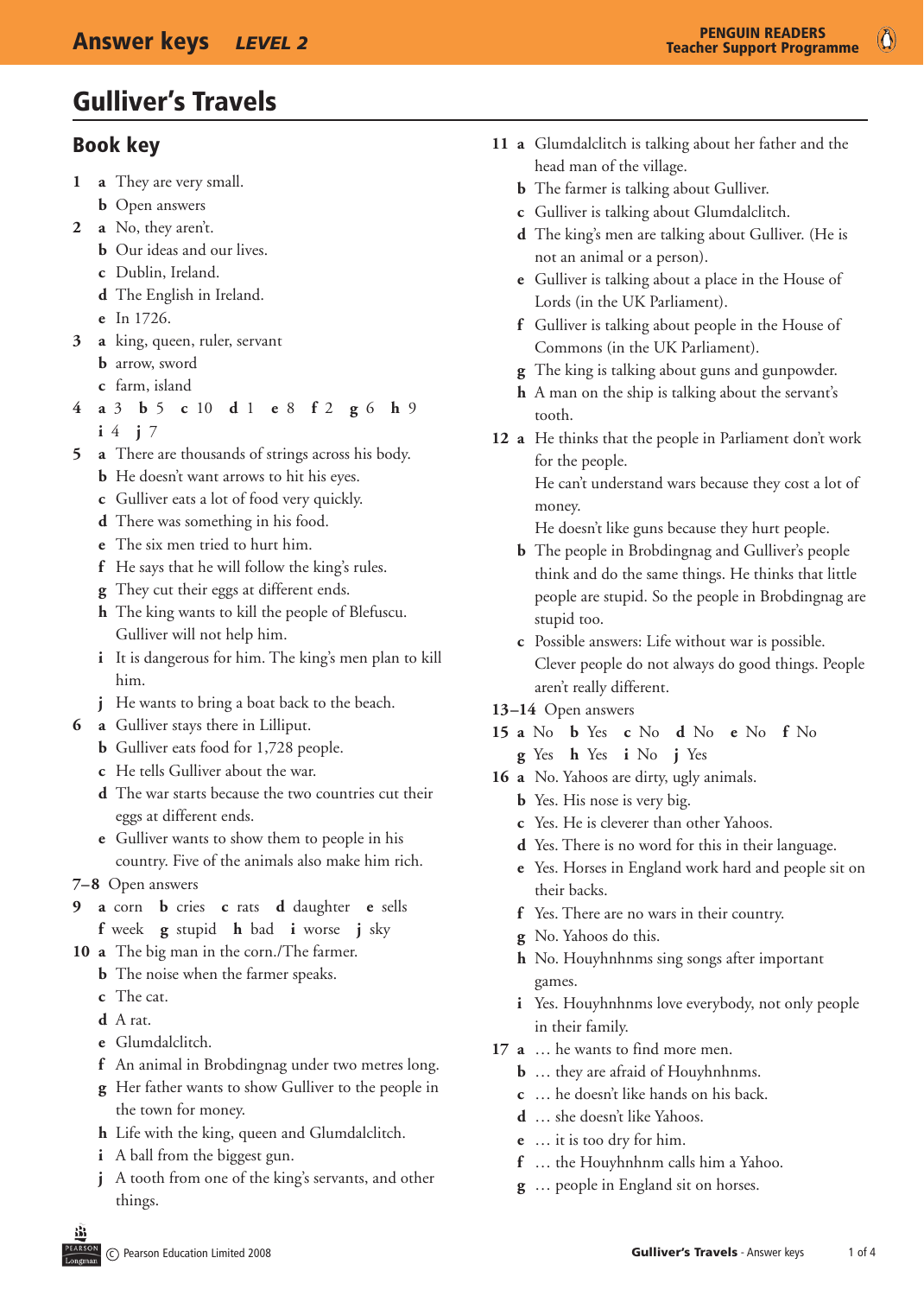# Gulliver's Travels

## Book key

1 **a** They are very small.
  **b** Open answers

2 **a** No, they aren't.
  **b** Our ideas and our lives.
  **c** Dublin, Ireland.
  **d** The English in Ireland.
  **e** In 1726.

3 **a** king, queen, ruler, servant
  **b** arrow, sword
  **c** farm, island

4 **a** 3 **b** 5 **c** 10 **d** 1 **e** 8 **f** 2 **g** 6 **h** 9
  **i** 4 **j** 7

5 **a** There are thousands of strings across his body.
  **b** He doesn't want arrows to hit his eyes.
  **c** Gulliver eats a lot of food very quickly.
  **d** There was something in his food.
  **e** The six men tried to hurt him.
  **f** He says that he will follow the king's rules.
  **g** They cut their eggs at different ends.
  **h** The king wants to kill the people of Blefuscu. Gulliver will not help him.
  **i** It is dangerous for him. The king's men plan to kill him.
  **j** He wants to bring a boat back to the beach.

6 **a** Gulliver stays there in Lilliput.
  **b** Gulliver eats food for 1,728 people.
  **c** He tells Gulliver about the war.
  **d** The war starts because the two countries cut their eggs at different ends.
  **e** Gulliver wants to show them to people in his country. Five of the animals also make him rich.

7–8 Open answers

9 **a** corn **b** cries **c** rats **d** daughter **e** sells
  **f** week **g** stupid **h** bad **i** worse **j** sky

10 **a** The big man in the corn./The farmer.
  **b** The noise when the farmer speaks.
  **c** The cat.
  **d** A rat.
  **e** Glumdalclitch.
  **f** An animal in Brobdingnag under two metres long.
  **g** Her father wants to show Gulliver to the people in the town for money.
  **h** Life with the king, queen and Glumdalclitch.
  **i** A ball from the biggest gun.
  **j** A tooth from one of the king's servants, and other things.

11 **a** Glumdalclitch is talking about her father and the head man of the village.
  **b** The farmer is talking about Gulliver.
  **c** Gulliver is talking about Glumdalclitch.
  **d** The king's men are talking about Gulliver. (He is not an animal or a person).
  **e** Gulliver is talking about a place in the House of Lords (in the UK Parliament).
  **f** Gulliver is talking about people in the House of Commons (in the UK Parliament).
  **g** The king is talking about guns and gunpowder.
  **h** A man on the ship is talking about the servant's tooth.

12 **a** He thinks that the people in Parliament don't work for the people.
  He can't understand wars because they cost a lot of money.
  He doesn't like guns because they hurt people.
  **b** The people in Brobdingnag and Gulliver's people think and do the same things. He thinks that little people are stupid. So the people in Brobdingnag are stupid too.
  **c** Possible answers: Life without war is possible. Clever people do not always do good things. People aren't really different.

13–14 Open answers

15 **a** No **b** Yes **c** No **d** No **e** No **f** No
  **g** Yes **h** Yes **i** No **j** Yes

16 **a** No. Yahoos are dirty, ugly animals.
  **b** Yes. His nose is very big.
  **c** Yes. He is cleverer than other Yahoos.
  **d** Yes. There is no word for this in their language.
  **e** Yes. Horses in England work hard and people sit on their backs.
  **f** Yes. There are no wars in their country.
  **g** No. Yahoos do this.
  **h** No. Houyhnhnms sing songs after important games.
  **i** Yes. Houyhnhnms love everybody, not only people in their family.

17 **a** … he wants to find more men.
  **b** … they are afraid of Houyhnhnms.
  **c** … he doesn't like hands on his back.
  **d** … she doesn't like Yahoos.
  **e** … it is too dry for him.
  **f** … the Houyhnhnm calls him a Yahoo.
  **g** … people in England sit on horses.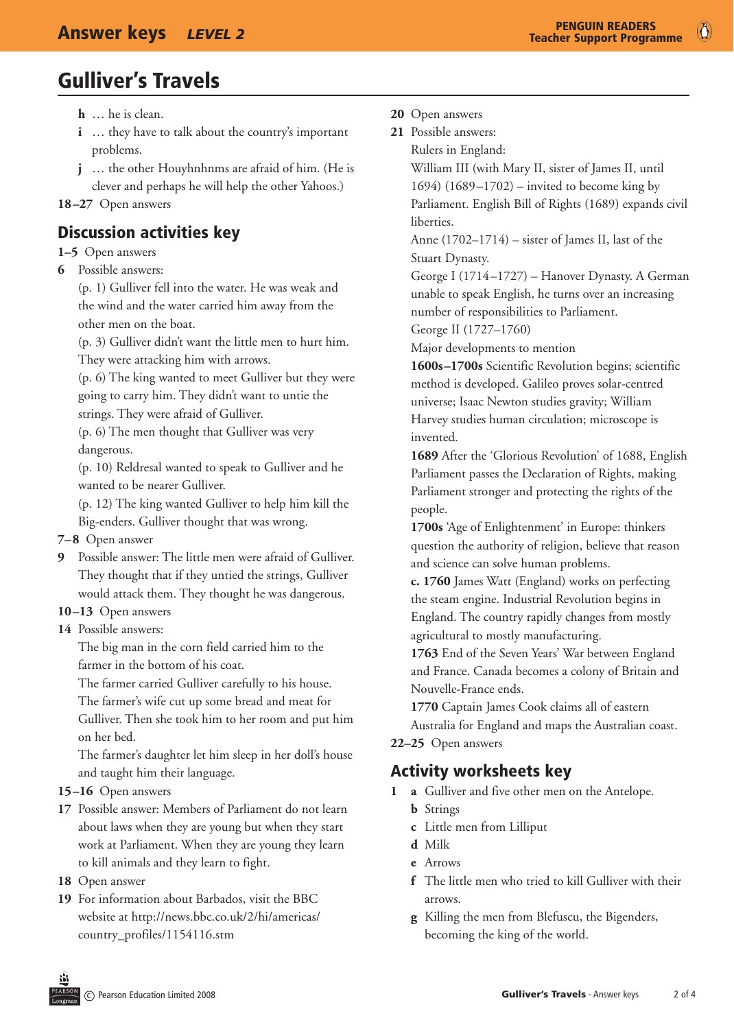# Gulliver's Travels

- **h** … he is clean.
- **i** … they have to talk about the country's important problems.
- **j** … the other Houyhnhnms are afraid of him. (He is clever and perhaps he will help the other Yahoos.)

**18–27** Open answers

## Discussion activities key

**1–5** Open answers

**6** Possible answers:

(p. 1) Gulliver fell into the water. He was weak and the wind and the water carried him away from the other men on the boat.

(p. 3) Gulliver didn't want the little men to hurt him. They were attacking him with arrows.

(p. 6) The king wanted to meet Gulliver but they were going to carry him. They didn't want to untie the strings. They were afraid of Gulliver.

(p. 6) The men thought that Gulliver was very dangerous.

(p. 10) Reldresal wanted to speak to Gulliver and he wanted to be nearer Gulliver.

(p. 12) The king wanted Gulliver to help him kill the Big-enders. Gulliver thought that was wrong.

**7–8** Open answer

**9** Possible answer: The little men were afraid of Gulliver. They thought that if they untied the strings, Gulliver would attack them. They thought he was dangerous.

**10–13** Open answers

**14** Possible answers:

The big man in the corn field carried him to the farmer in the bottom of his coat.

The farmer carried Gulliver carefully to his house.

The farmer's wife cut up some bread and meat for Gulliver. Then she took him to her room and put him on her bed.

The farmer's daughter let him sleep in her doll's house and taught him their language.

**15–16** Open answers

**17** Possible answer: Members of Parliament do not learn about laws when they are young but when they start work at Parliament. When they are young they learn to kill animals and they learn to fight.

**18** Open answer

**19** For information about Barbados, visit the BBC website at http://news.bbc.co.uk/2/hi/americas/country_profiles/1154116.stm

**20** Open answers

**21** Possible answers:

Rulers in England:

William III (with Mary II, sister of James II, until 1694) (1689–1702) – invited to become king by Parliament. English Bill of Rights (1689) expands civil liberties.

Anne (1702–1714) – sister of James II, last of the Stuart Dynasty.

George I (1714–1727) – Hanover Dynasty. A German unable to speak English, he turns over an increasing number of responsibilities to Parliament.

George II (1727–1760)

Major developments to mention

**1600s–1700s** Scientific Revolution begins; scientific method is developed. Galileo proves solar-centred universe; Isaac Newton studies gravity; William Harvey studies human circulation; microscope is invented.

**1689** After the 'Glorious Revolution' of 1688, English Parliament passes the Declaration of Rights, making Parliament stronger and protecting the rights of the people.

**1700s** 'Age of Enlightenment' in Europe: thinkers question the authority of religion, believe that reason and science can solve human problems.

**c. 1760** James Watt (England) works on perfecting the steam engine. Industrial Revolution begins in England. The country rapidly changes from mostly agricultural to mostly manufacturing.

**1763** End of the Seven Years' War between England and France. Canada becomes a colony of Britain and Nouvelle-France ends.

**1770** Captain James Cook claims all of eastern Australia for England and maps the Australian coast.

**22–25** Open answers

## Activity worksheets key

**1**
- **a** Gulliver and five other men on the Antelope.
- **b** Strings
- **c** Little men from Lilliput
- **d** Milk
- **e** Arrows
- **f** The little men who tried to kill Gulliver with their arrows.
- **g** Killing the men from Blefuscu, the Bigenders, becoming the king of the world.

© Pearson Education Limited 2008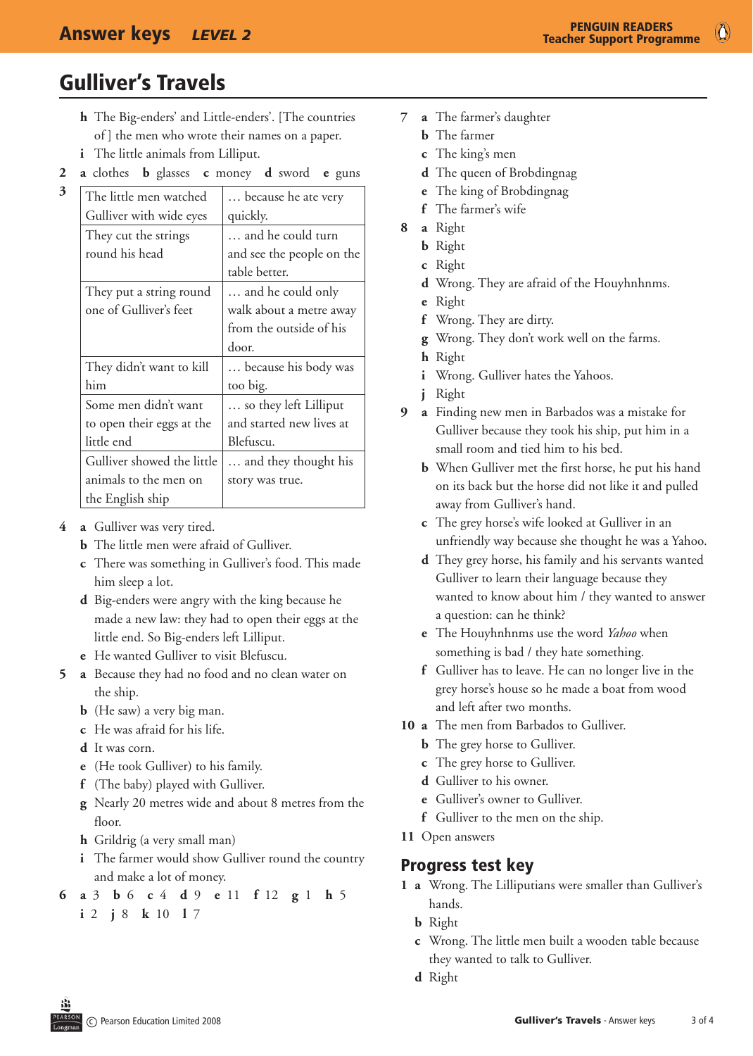## Gulliver's Travels

- **h** The Big-enders' and Little-enders'. [The countries of ] the men who wrote their names on a paper.
- **i** The little animals from Lilliput.

**2** **a** clothes **b** glasses **c** money **d** sword **e** guns

**3**

| | |
|---|---|
| The little men watched Gulliver with wide eyes | … because he ate very quickly. |
| They cut the strings round his head | … and he could turn and see the people on the table better. |
| They put a string round one of Gulliver's feet | … and he could only walk about a metre away from the outside of his door. |
| They didn't want to kill him | … because his body was too big. |
| Some men didn't want to open their eggs at the little end | … so they left Lilliput and started new lives at Blefuscu. |
| Gulliver showed the little animals to the men on the English ship | … and they thought his story was true. |

**4**
- **a** Gulliver was very tired.
- **b** The little men were afraid of Gulliver.
- **c** There was something in Gulliver's food. This made him sleep a lot.
- **d** Big-enders were angry with the king because he made a new law: they had to open their eggs at the little end. So Big-enders left Lilliput.
- **e** He wanted Gulliver to visit Blefuscu.

**5**
- **a** Because they had no food and no clean water on the ship.
- **b** (He saw) a very big man.
- **c** He was afraid for his life.
- **d** It was corn.
- **e** (He took Gulliver) to his family.
- **f** (The baby) played with Gulliver.
- **g** Nearly 20 metres wide and about 8 metres from the floor.
- **h** Grildrig (a very small man)
- **i** The farmer would show Gulliver round the country and make a lot of money.

**6** **a** 3 **b** 6 **c** 4 **d** 9 **e** 11 **f** 12 **g** 1 **h** 5 **i** 2 **j** 8 **k** 10 **l** 7

**7**
- **a** The farmer's daughter
- **b** The farmer
- **c** The king's men
- **d** The queen of Brobdingnag
- **e** The king of Brobdingnag
- **f** The farmer's wife

**8**
- **a** Right
- **b** Right
- **c** Right
- **d** Wrong. They are afraid of the Houyhnhnms.
- **e** Right
- **f** Wrong. They are dirty.
- **g** Wrong. They don't work well on the farms.
- **h** Right
- **i** Wrong. Gulliver hates the Yahoos.
- **j** Right

**9**
- **a** Finding new men in Barbados was a mistake for Gulliver because they took his ship, put him in a small room and tied him to his bed.
- **b** When Gulliver met the first horse, he put his hand on its back but the horse did not like it and pulled away from Gulliver's hand.
- **c** The grey horse's wife looked at Gulliver in an unfriendly way because she thought he was a Yahoo.
- **d** They grey horse, his family and his servants wanted Gulliver to learn their language because they wanted to know about him / they wanted to answer a question: can he think?
- **e** The Houyhnhnms use the word *Yahoo* when something is bad / they hate something.
- **f** Gulliver has to leave. He can no longer live in the grey horse's house so he made a boat from wood and left after two months.

**10**
- **a** The men from Barbados to Gulliver.
- **b** The grey horse to Gulliver.
- **c** The grey horse to Gulliver.
- **d** Gulliver to his owner.
- **e** Gulliver's owner to Gulliver.
- **f** Gulliver to the men on the ship.

**11** Open answers

## Progress test key

**1**
- **a** Wrong. The Lilliputians were smaller than Gulliver's hands.
- **b** Right
- **c** Wrong. The little men built a wooden table because they wanted to talk to Gulliver.
- **d** Right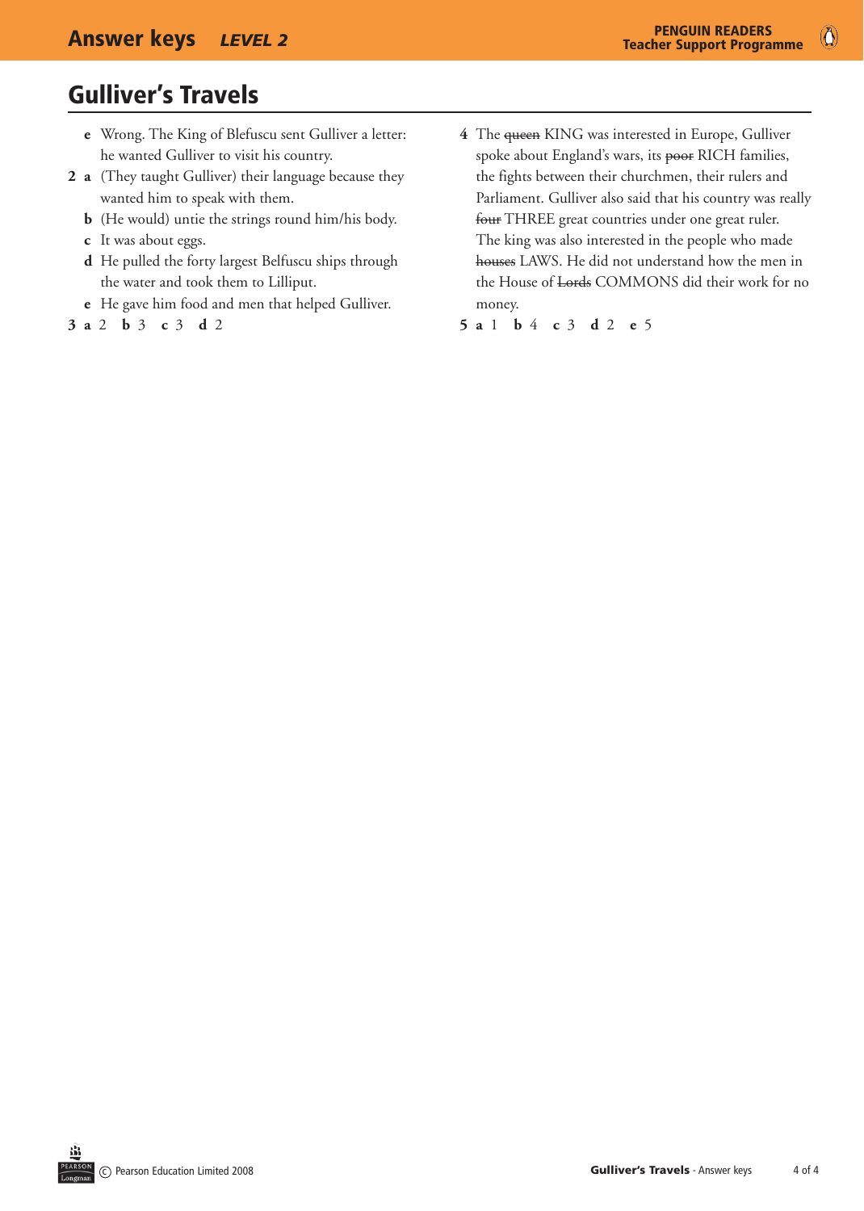# Gulliver's Travels

**e** Wrong. The King of Blefuscu sent Gulliver a letter: he wanted Gulliver to visit his country.

**2 a** (They taught Gulliver) their language because they wanted him to speak with them.

**b** (He would) untie the strings round him/his body.

**c** It was about eggs.

**d** He pulled the forty largest Belfuscu ships through the water and took them to Lilliput.

**e** He gave him food and men that helped Gulliver.

**3 a** 2 **b** 3 **c** 3 **d** 2

**4** The ~~queen~~ KING was interested in Europe, Gulliver spoke about England's wars, its ~~poor~~ RICH families, the fights between their churchmen, their rulers and Parliament. Gulliver also said that his country was really ~~four~~ THREE great countries under one great ruler. The king was also interested in the people who made ~~houses~~ LAWS. He did not understand how the men in the House of ~~Lords~~ COMMONS did their work for no money.

**5 a** 1 **b** 4 **c** 3 **d** 2 **e** 5

© Pearson Education Limited 2008